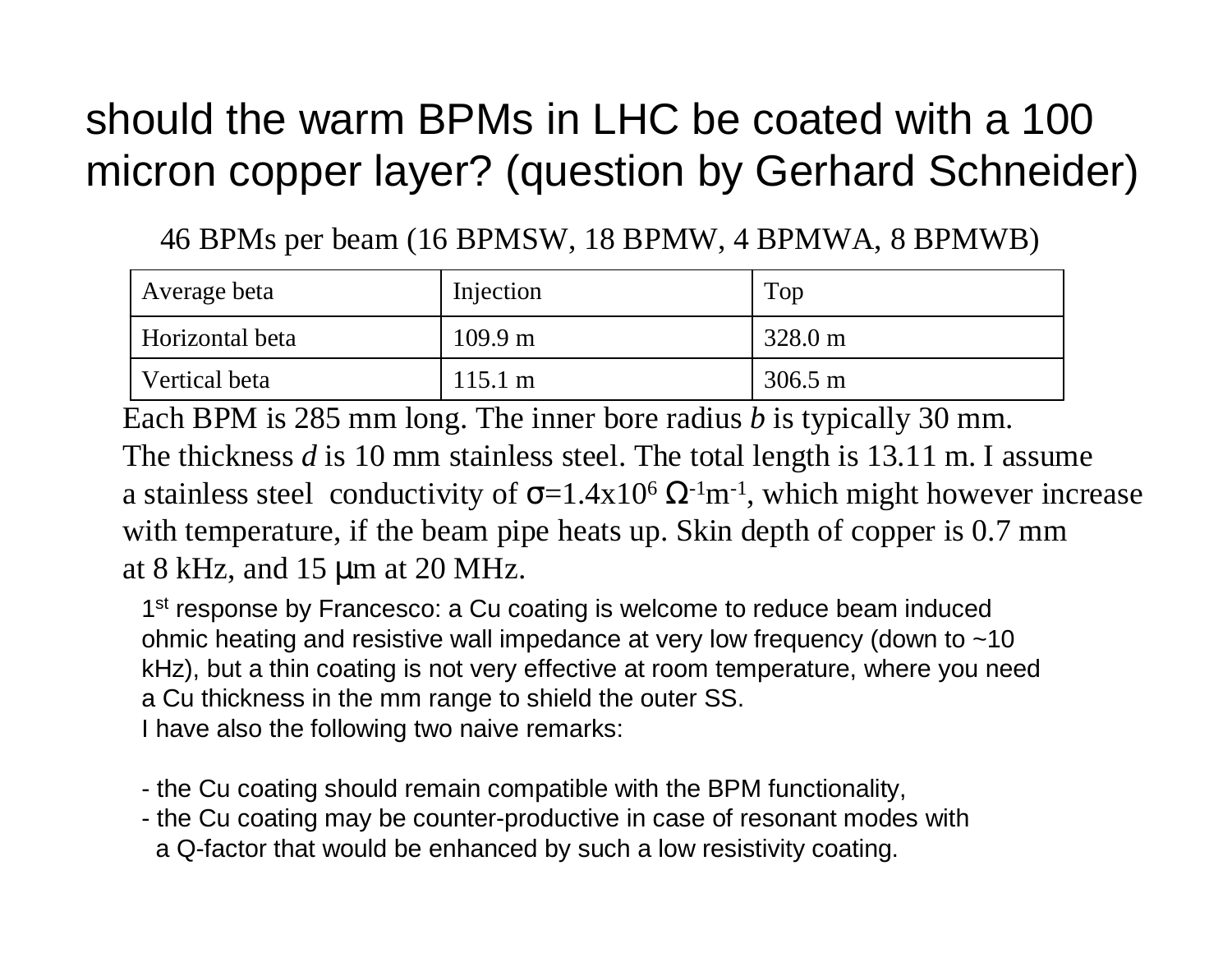# should the warm BPMs in LHC be coated with a 100 micron copper layer? (question by Gerhard Schneider)

46 BPMs per beam (16 BPMSW, 18 BPMW, 4 BPMWA, 8 BPMWB)

| Average beta | Injection | Top |
|---|---|---|
| Horizontal beta | 109.9 m | 328.0 m |
| Vertical beta | 115.1 m | 306.5 m |

Each BPM is 285 mm long. The inner bore radius *b* is typically 30 mm. The thickness *d* is 10 mm stainless steel. The total length is 13.11 m. I assume a stainless steel conductivity of $\sigma=1.4\text{x}10^{6}\ \Omega^{-1}\text{m}^{-1}$, which might however increase with temperature, if the beam pipe heats up. Skin depth of copper is 0.7 mm at 8 kHz, and 15 μm at 20 MHz.

1st response by Francesco: a Cu coating is welcome to reduce beam induced ohmic heating and resistive wall impedance at very low frequency (down to ~10 kHz), but a thin coating is not very effective at room temperature, where you need a Cu thickness in the mm range to shield the outer SS.

I have also the following two naive remarks:

- the Cu coating should remain compatible with the BPM functionality,
- the Cu coating may be counter-productive in case of resonant modes with a Q-factor that would be enhanced by such a low resistivity coating.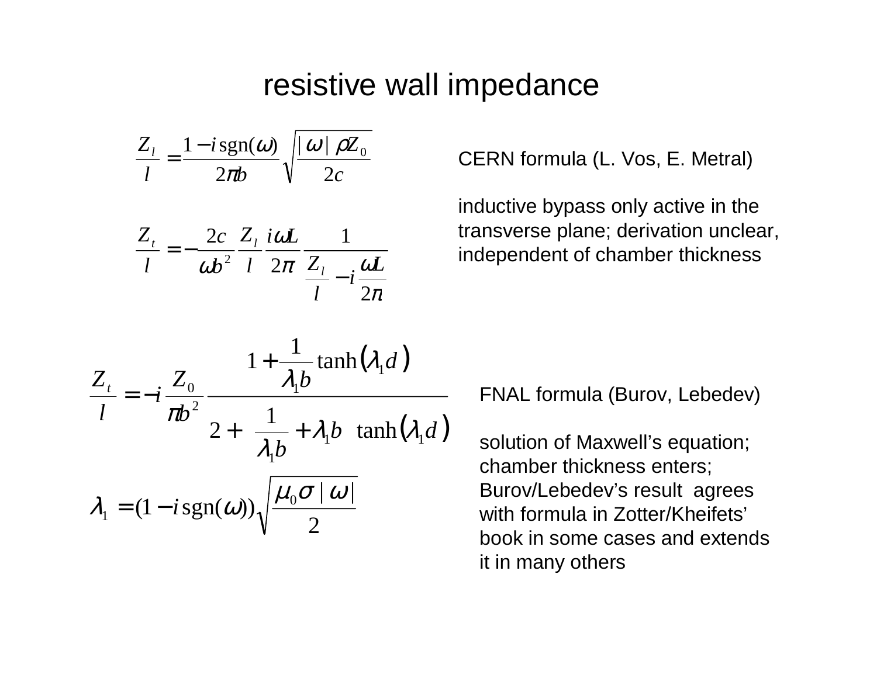# resistive wall impedance

$$\frac{Z_l}{l} = \frac{1 - i\,\mathrm{sgn}(\omega)}{2\pi b}\sqrt{\frac{|\omega|\,\rho Z_0}{2c}}$$

$$\frac{Z_t}{l} = -\frac{2c}{\omega b^2}\,\frac{Z_l}{l}\,\frac{i\omega L}{2\pi}\,\frac{1}{\dfrac{Z_l}{l} - i\dfrac{\omega L}{2\pi}}$$

CERN formula (L. Vos, E. Metral)

inductive bypass only active in the transverse plane; derivation unclear, independent of chamber thickness

$$\frac{Z_t}{l} = -i\,\frac{Z_0}{\pi b^2}\,\frac{1 + \dfrac{1}{\lambda_1 b}\tanh\left(\lambda_1 d\right)}{2 + \left(\dfrac{1}{\lambda_1 b} + \lambda_1 b\right)\tanh\left(\lambda_1 d\right)}$$

$$\lambda_1 = (1 - i\,\mathrm{sgn}(\omega))\sqrt{\frac{\mu_0 \sigma\,|\omega|}{2}}$$

FNAL formula (Burov, Lebedev)

solution of Maxwell's equation; chamber thickness enters; Burov/Lebedev's result agrees with formula in Zotter/Kheifets' book in some cases and extends it in many others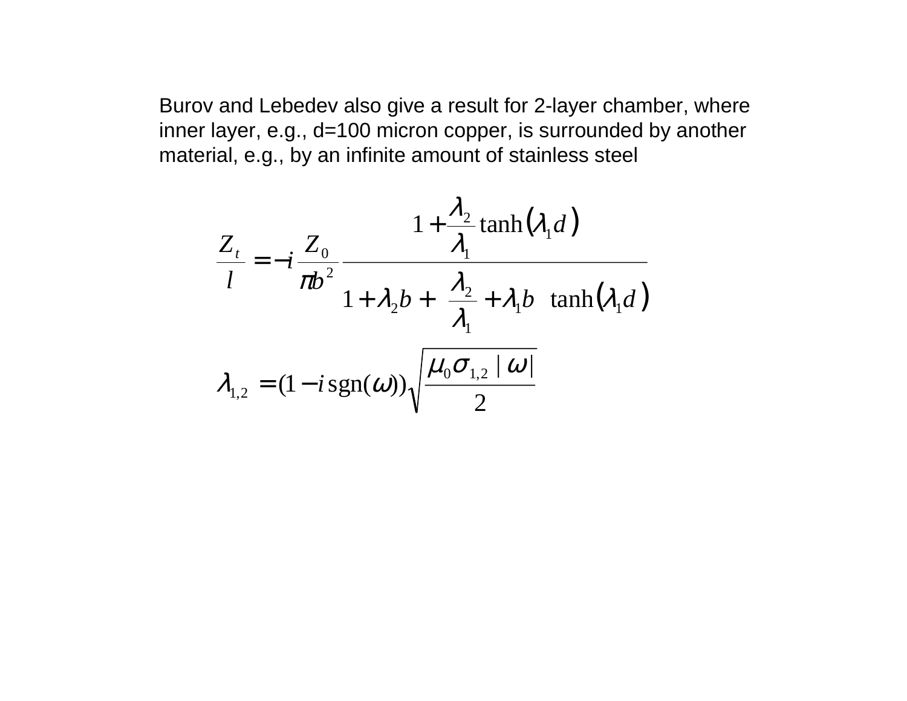Burov and Lebedev also give a result for 2-layer chamber, where inner layer, e.g., d=100 micron copper, is surrounded by another material, e.g., by an infinite amount of stainless steel

$$\frac{Z_t}{l} = -i \frac{Z_0}{\pi b^2} \frac{1 + \frac{\lambda_2}{\lambda_1} \tanh(\lambda_1 d)}{1 + \lambda_2 b + \left( \frac{\lambda_2}{\lambda_1} + \lambda_1 b \right) \tanh(\lambda_1 d)}$$

$$\lambda_{1,2} = (1 - i\,\mathrm{sgn}(\omega)) \sqrt{\frac{\mu_0 \sigma_{1,2} \, |\, \omega |}{2}}$$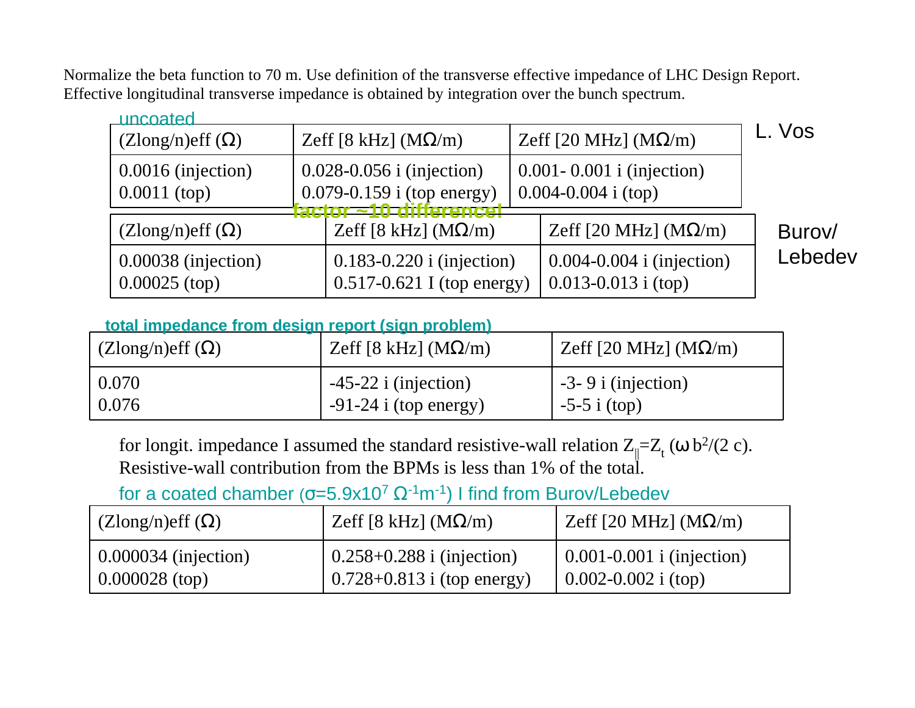Normalize the beta function to 70 m. Use definition of the transverse effective impedance of LHC Design Report. Effective longitudinal transverse impedance is obtained by integration over the bunch spectrum.

uncoated

L. Vos

| (Zlong/n)eff (Ω) | Zeff [8 kHz] (MΩ/m) | Zeff [20 MHz] (MΩ/m) |
|---|---|---|
| 0.0016 (injection)<br>0.0011 (top) | 0.028-0.056 i (injection)<br>0.079-0.159 i (top energy) | 0.001- 0.001 i (injection)<br>0.004-0.004 i (top) |

**factor ~10 difference!**

Burov/Lebedev

| (Zlong/n)eff (Ω) | Zeff [8 kHz] (MΩ/m) | Zeff [20 MHz] (MΩ/m) |
|---|---|---|
| 0.00038 (injection)<br>0.00025 (top) | 0.183-0.220 i (injection)<br>0.517-0.621 I (top energy) | 0.004-0.004 i (injection)<br>0.013-0.013 i (top) |

**total impedance from design report (sign problem)**

| (Zlong/n)eff (Ω) | Zeff [8 kHz] (MΩ/m) | Zeff [20 MHz] (MΩ/m) |
|---|---|---|
| 0.070<br>0.076 | -45-22 i (injection)<br>-91-24 i (top energy) | -3- 9 i (injection)<br>-5-5 i (top) |

for longit. impedance I assumed the standard resistive-wall relation $Z_{||}=Z_t\,(\omega\, b^2/(2\,c)$.
Resistive-wall contribution from the BPMs is less than 1% of the total.

for a coated chamber ($\sigma=5.9\times10^{7}\ \Omega^{-1}\mathrm{m}^{-1}$) I find from Burov/Lebedev

| (Zlong/n)eff (Ω) | Zeff [8 kHz] (MΩ/m) | Zeff [20 MHz] (MΩ/m) |
|---|---|---|
| 0.000034 (injection)<br>0.000028 (top) | 0.258+0.288 i (injection)<br>0.728+0.813 i (top energy) | 0.001-0.001 i (injection)<br>0.002-0.002 i (top) |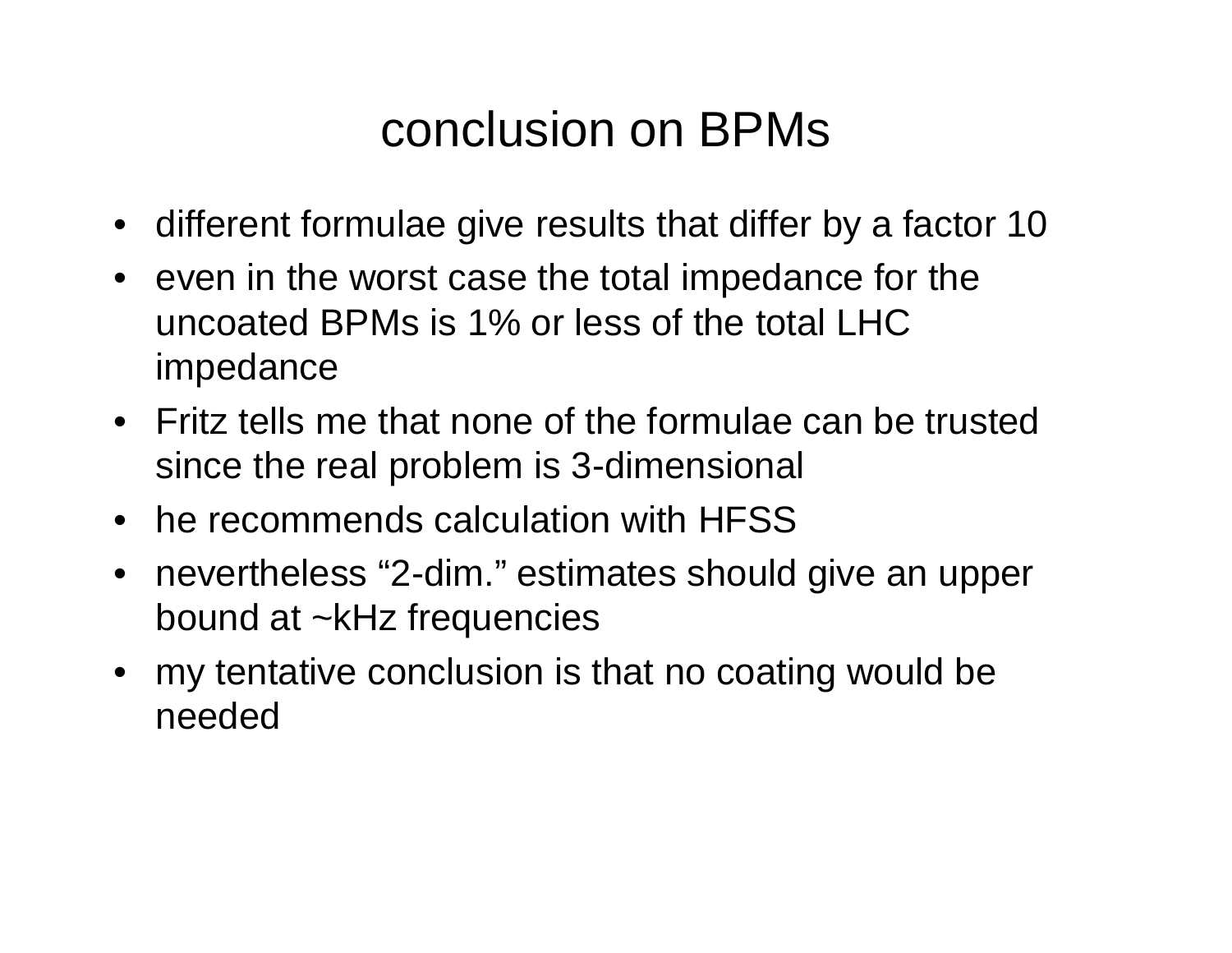# conclusion on BPMs

- different formulae give results that differ by a factor 10
- even in the worst case the total impedance for the uncoated BPMs is 1% or less of the total LHC impedance
- Fritz tells me that none of the formulae can be trusted since the real problem is 3-dimensional
- he recommends calculation with HFSS
- nevertheless “2-dim.” estimates should give an upper bound at ~kHz frequencies
- my tentative conclusion is that no coating would be needed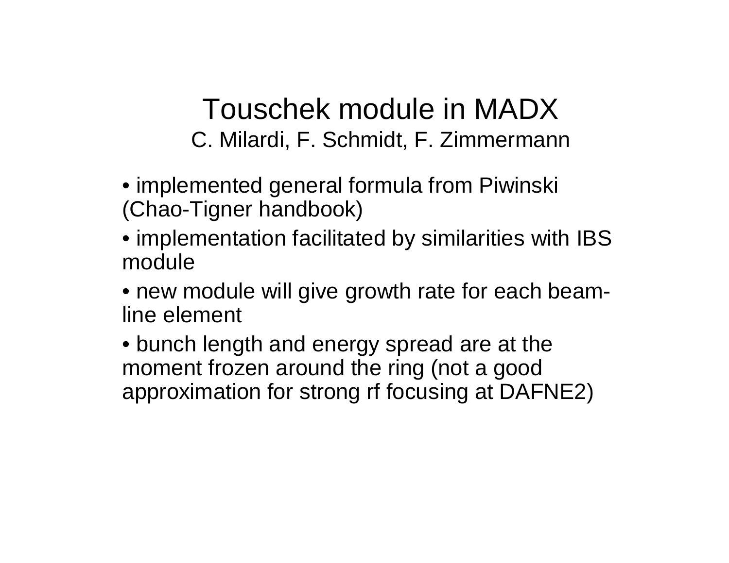# Touschek module in MADX

C. Milardi, F. Schmidt, F. Zimmermann

- implemented general formula from Piwinski (Chao-Tigner handbook)
- implementation facilitated by similarities with IBS module
- new module will give growth rate for each beam-line element
- bunch length and energy spread are at the moment frozen around the ring (not a good approximation for strong rf focusing at DAFNE2)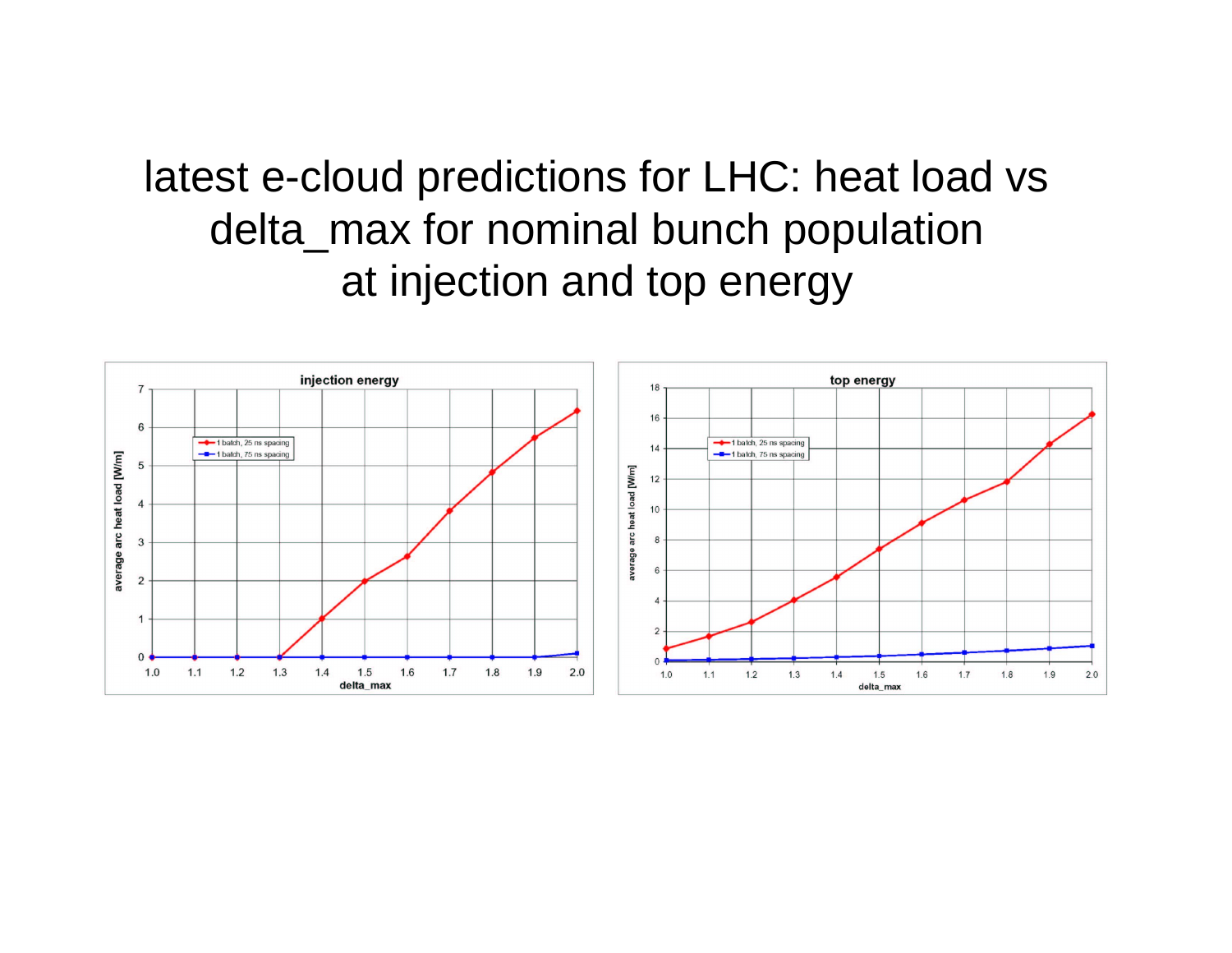# latest e-cloud predictions for LHC: heat load vs delta_max for nominal bunch population at injection and top energy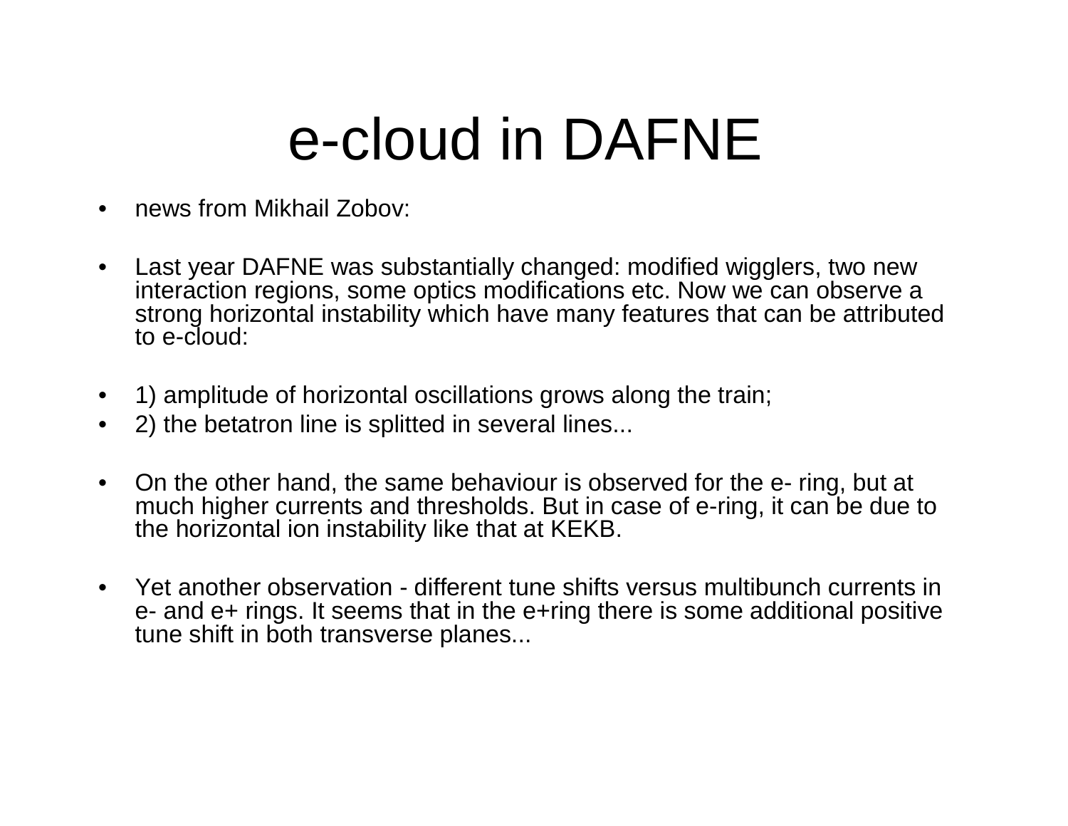# e-cloud in DAFNE

- news from Mikhail Zobov:

- Last year DAFNE was substantially changed: modified wigglers, two new interaction regions, some optics modifications etc. Now we can observe a strong horizontal instability which have many features that can be attributed to e-cloud:

- 1) amplitude of horizontal oscillations grows along the train;
- 2) the betatron line is splitted in several lines...

- On the other hand, the same behaviour is observed for the e- ring, but at much higher currents and thresholds. But in case of e-ring, it can be due to the horizontal ion instability like that at KEKB.

- Yet another observation - different tune shifts versus multibunch currents in e- and e+ rings. It seems that in the e+ring there is some additional positive tune shift in both transverse planes...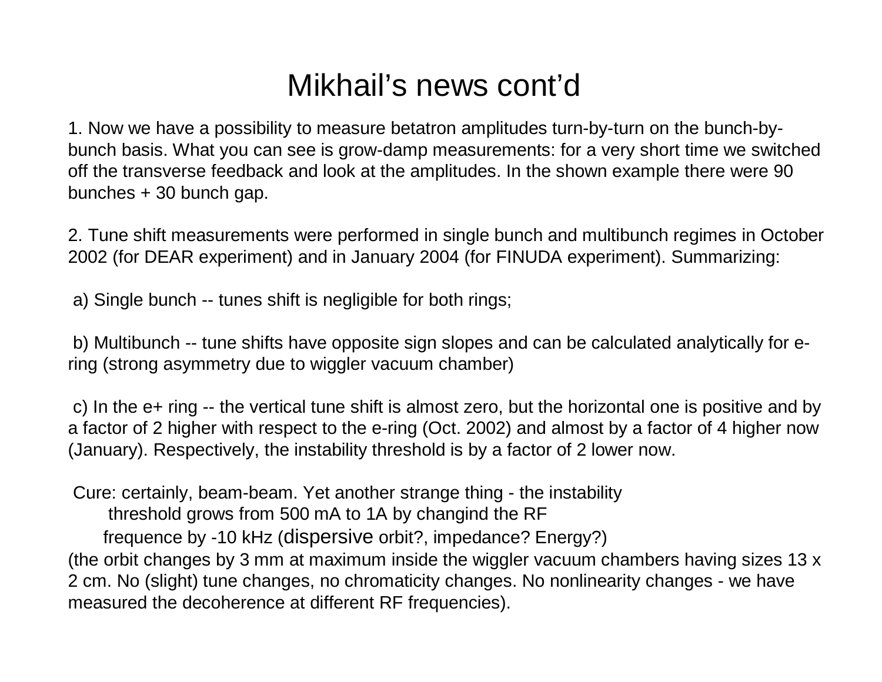# Mikhail's news cont'd

1. Now we have a possibility to measure betatron amplitudes turn-by-turn on the bunch-by-bunch basis. What you can see is grow-damp measurements: for a very short time we switched off the transverse feedback and look at the amplitudes. In the shown example there were 90 bunches + 30 bunch gap.

2. Tune shift measurements were performed in single bunch and multibunch regimes in October 2002 (for DEAR experiment) and in January 2004 (for FINUDA experiment). Summarizing:

a) Single bunch -- tunes shift is negligible for both rings;

b) Multibunch -- tune shifts have opposite sign slopes and can be calculated analytically for e- ring (strong asymmetry due to wiggler vacuum chamber)

c) In the e+ ring -- the vertical tune shift is almost zero, but the horizontal one is positive and by a factor of 2 higher with respect to the e-ring (Oct. 2002) and almost by a factor of 4 higher now (January). Respectively, the instability threshold is by a factor of 2 lower now.

Cure: certainly, beam-beam. Yet another strange thing - the instability threshold grows from 500 mA to 1A by changind the RF frequence by -10 kHz (dispersive orbit?, impedance? Energy?) (the orbit changes by 3 mm at maximum inside the wiggler vacuum chambers having sizes 13 x 2 cm. No (slight) tune changes, no chromaticity changes. No nonlinearity changes - we have measured the decoherence at different RF frequencies).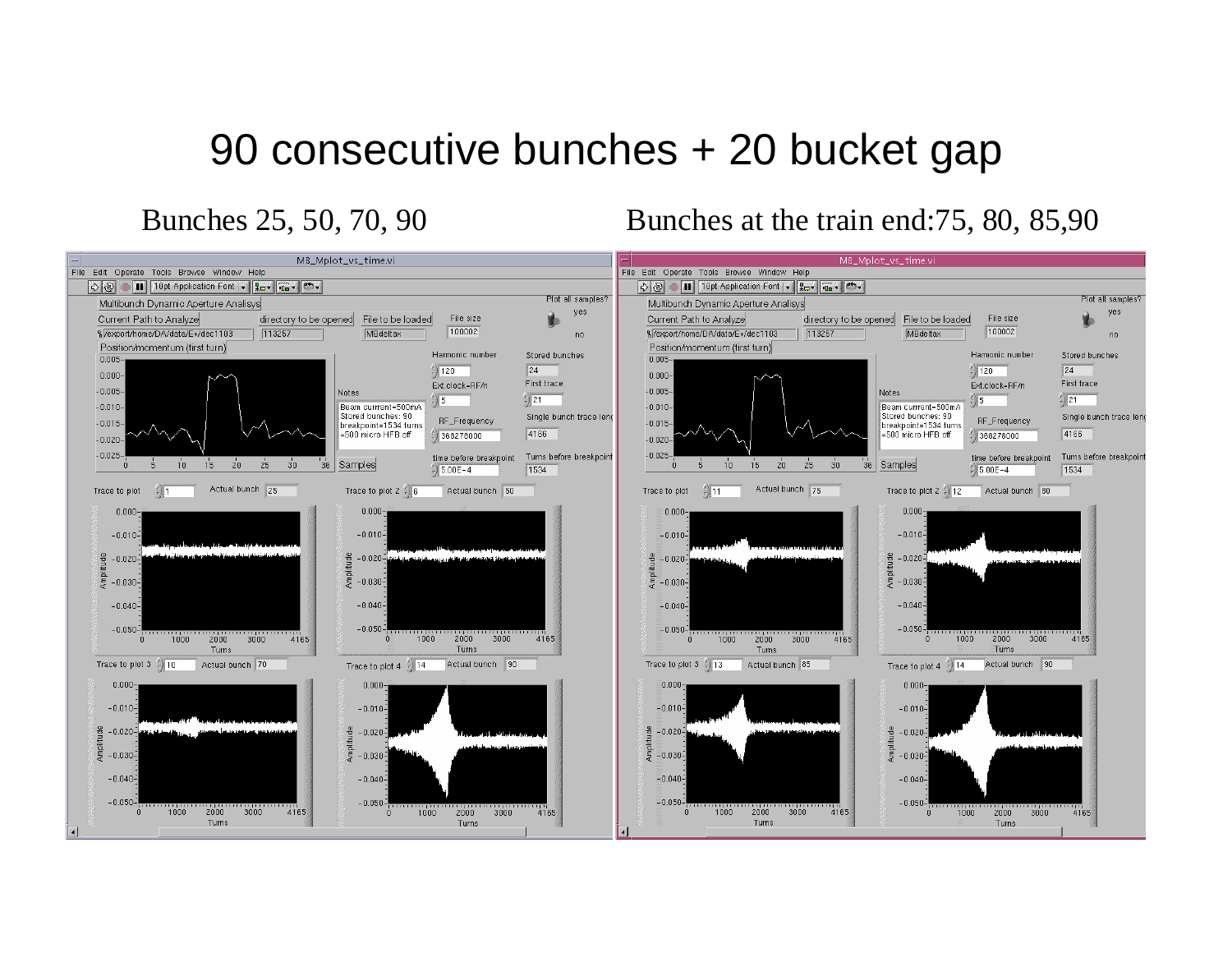# 90 consecutive bunches + 20 bucket gap

Bunches 25, 50, 70, 90

Bunches at the train end:75, 80, 85,90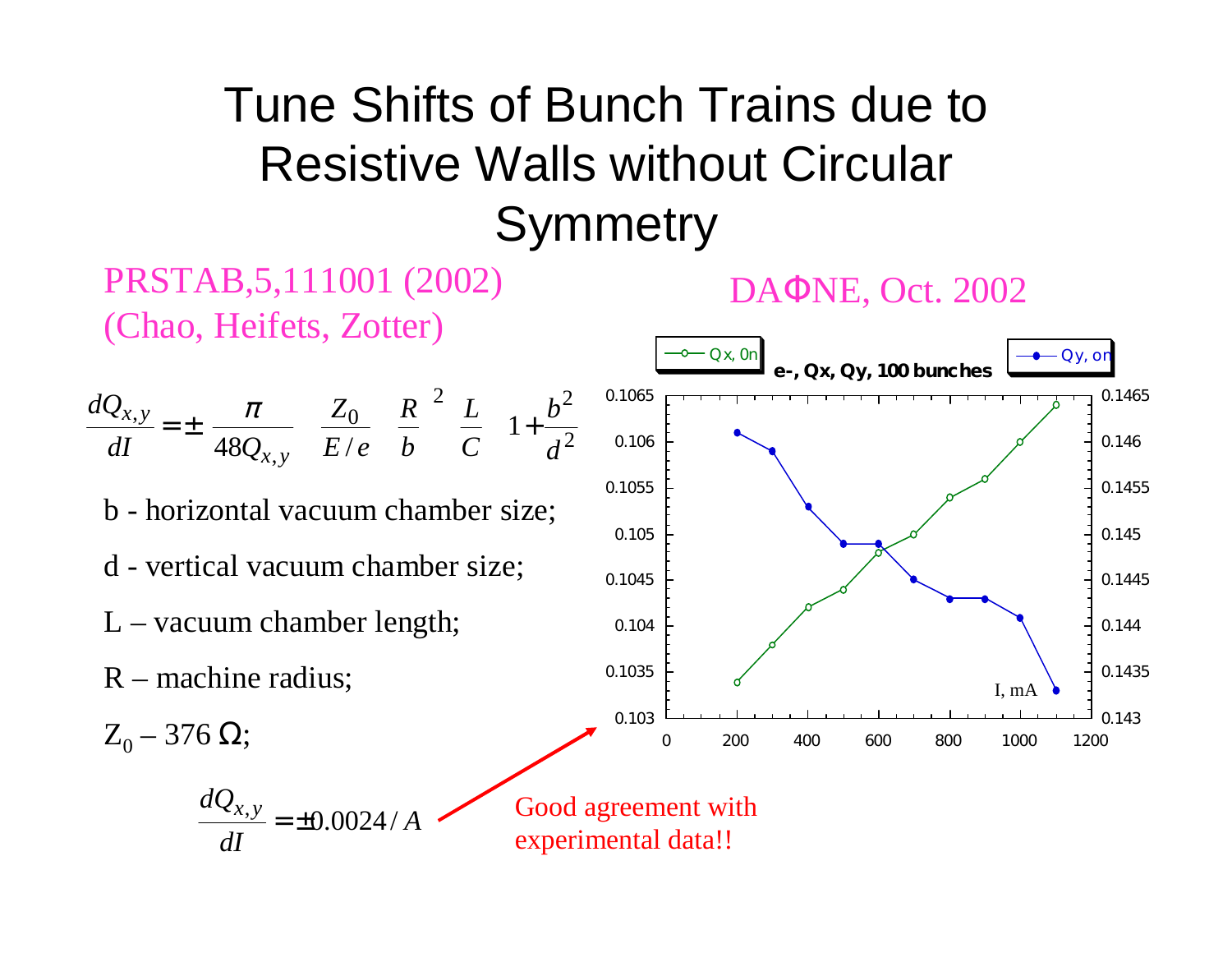# Tune Shifts of Bunch Trains due to Resistive Walls without Circular Symmetry

PRSTAB,5,111001 (2002)
(Chao, Heifets, Zotter)

DAΦNE, Oct. 2002

$$\frac{dQ_{x,y}}{dI} = \pm \frac{\pi}{48Q_{x,y}} \frac{Z_0}{E/e} \left(\frac{R}{b}\right)^2 \frac{L}{C} \left(1 + \frac{b^2}{d^2}\right)$$

b - horizontal vacuum chamber size;

d - vertical vacuum chamber size;

L – vacuum chamber length;

R – machine radius;

$Z_0$ – 376 Ω;

$$\frac{dQ_{x,y}}{dI} = \pm 0.0024 / A$$

Good agreement with experimental data!!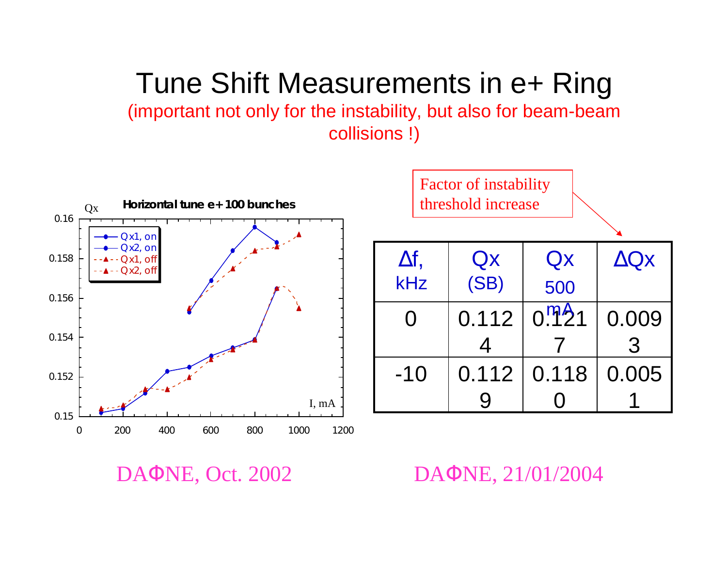# Tune Shift Measurements in e+ Ring

(important not only for the instability, but also for beam-beam collisions !)

Horizontal tune e+ 100 bunches

Qx

0.16
0.158
0.156
0.154
0.152
0.15

0
200
400
600
800
1000
1200

I, mA

Qx1, on
Qx2, on
Qx1, off
Qx2, off

Factor of instability threshold increase

| Δf, kHz | Qx (SB) | Qx 500 mA | ΔQx |
|---|---|---|---|
| 0 | 0.1124 | 0.1217 | 0.0093 |
| -10 | 0.1129 | 0.1180 | 0.0051 |

DAΦNE, Oct. 2002

DAΦNE, 21/01/2004